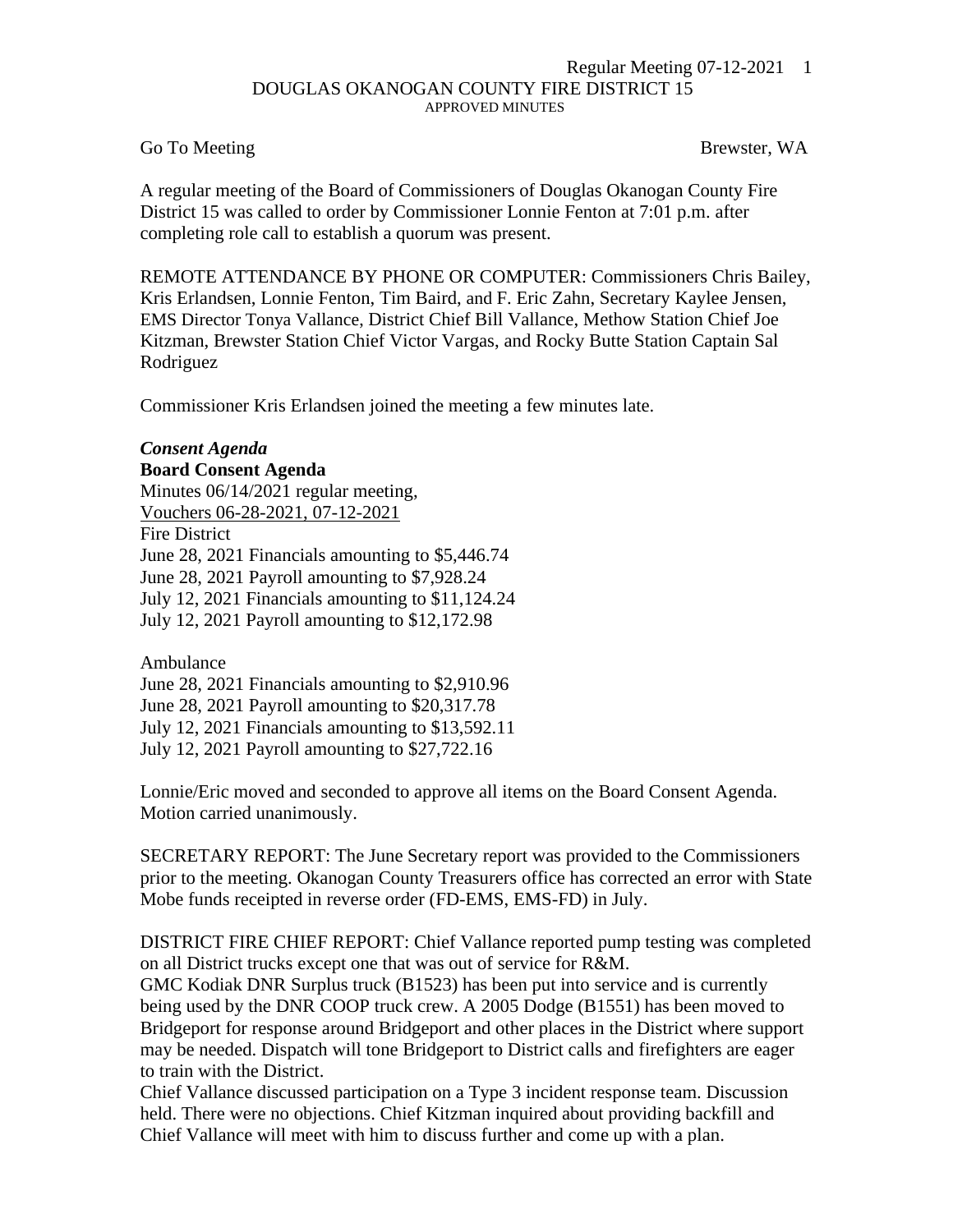DOUGLAS OKANOGAN COUNTY FIRE DISTRICT 15

APPROVED MINUTES

Go To Meeting                                                                                     Brewster, WA

A regular meeting of the Board of Commissioners of Douglas Okanogan County Fire District 15 was called to order by Commissioner Lonnie Fenton at 7:01 p.m. after completing role call to establish a quorum was present.

REMOTE ATTENDANCE BY PHONE OR COMPUTER: Commissioners Chris Bailey, Kris Erlandsen, Lonnie Fenton, Tim Baird, and F. Eric Zahn, Secretary Kaylee Jensen, EMS Director Tonya Vallance, District Chief Bill Vallance, Methow Station Chief Joe Kitzman, Brewster Station Chief Victor Vargas, and Rocky Butte Station Captain Sal Rodriguez

Commissioner Kris Erlandsen joined the meeting a few minutes late.

***Consent Agenda***

**Board Consent Agenda**

Minutes 06/14/2021 regular meeting,

<u>Vouchers 06-28-2021, 07-12-2021</u>

Fire District

June 28, 2021 Financials amounting to $5,446.74

June 28, 2021 Payroll amounting to $7,928.24

July 12, 2021 Financials amounting to $11,124.24

July 12, 2021 Payroll amounting to $12,172.98

Ambulance

June 28, 2021 Financials amounting to $2,910.96

June 28, 2021 Payroll amounting to $20,317.78

July 12, 2021 Financials amounting to $13,592.11

July 12, 2021 Payroll amounting to $27,722.16

Lonnie/Eric moved and seconded to approve all items on the Board Consent Agenda. Motion carried unanimously.

SECRETARY REPORT: The June Secretary report was provided to the Commissioners prior to the meeting. Okanogan County Treasurers office has corrected an error with State Mobe funds receipted in reverse order (FD-EMS, EMS-FD) in July.

DISTRICT FIRE CHIEF REPORT: Chief Vallance reported pump testing was completed on all District trucks except one that was out of service for R&M.

GMC Kodiak DNR Surplus truck (B1523) has been put into service and is currently being used by the DNR COOP truck crew. A 2005 Dodge (B1551) has been moved to Bridgeport for response around Bridgeport and other places in the District where support may be needed. Dispatch will tone Bridgeport to District calls and firefighters are eager to train with the District.

Chief Vallance discussed participation on a Type 3 incident response team. Discussion held. There were no objections. Chief Kitzman inquired about providing backfill and Chief Vallance will meet with him to discuss further and come up with a plan.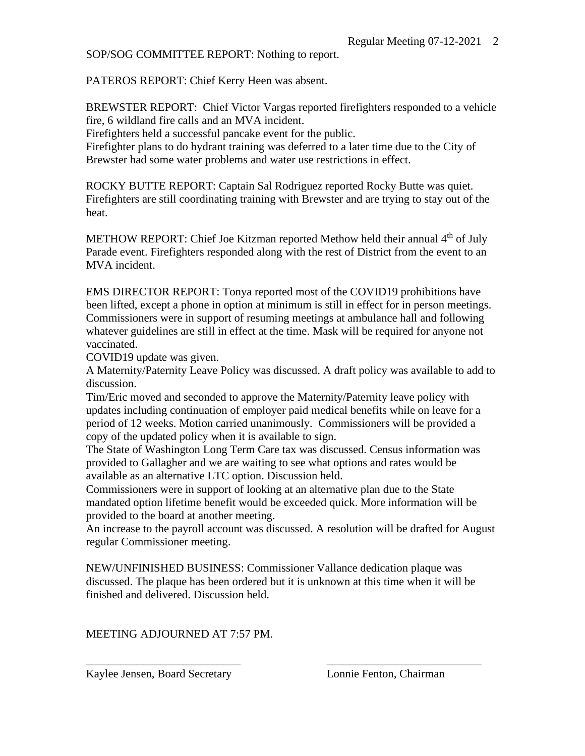SOP/SOG COMMITTEE REPORT: Nothing to report.

PATEROS REPORT: Chief Kerry Heen was absent.

BREWSTER REPORT: Chief Victor Vargas reported firefighters responded to a vehicle fire, 6 wildland fire calls and an MVA incident.
Firefighters held a successful pancake event for the public.
Firefighter plans to do hydrant training was deferred to a later time due to the City of Brewster had some water problems and water use restrictions in effect.

ROCKY BUTTE REPORT: Captain Sal Rodriguez reported Rocky Butte was quiet. Firefighters are still coordinating training with Brewster and are trying to stay out of the heat.

METHOW REPORT: Chief Joe Kitzman reported Methow held their annual 4th of July Parade event. Firefighters responded along with the rest of District from the event to an MVA incident.

EMS DIRECTOR REPORT: Tonya reported most of the COVID19 prohibitions have been lifted, except a phone in option at minimum is still in effect for in person meetings. Commissioners were in support of resuming meetings at ambulance hall and following whatever guidelines are still in effect at the time. Mask will be required for anyone not vaccinated.
COVID19 update was given.
A Maternity/Paternity Leave Policy was discussed. A draft policy was available to add to discussion.
Tim/Eric moved and seconded to approve the Maternity/Paternity leave policy with updates including continuation of employer paid medical benefits while on leave for a period of 12 weeks. Motion carried unanimously. Commissioners will be provided a copy of the updated policy when it is available to sign.
The State of Washington Long Term Care tax was discussed. Census information was provided to Gallagher and we are waiting to see what options and rates would be available as an alternative LTC option. Discussion held.
Commissioners were in support of looking at an alternative plan due to the State mandated option lifetime benefit would be exceeded quick. More information will be provided to the board at another meeting.
An increase to the payroll account was discussed. A resolution will be drafted for August regular Commissioner meeting.

NEW/UNFINISHED BUSINESS: Commissioner Vallance dedication plaque was discussed. The plaque has been ordered but it is unknown at this time when it will be finished and delivered. Discussion held.

MEETING ADJOURNED AT 7:57 PM.

\_\_\_\_\_\_\_\_\_\_\_\_\_\_\_\_\_\_\_\_\_\_\_\_\_\_\_\_ \_\_\_\_\_\_\_\_\_\_\_\_\_\_\_\_\_\_\_\_\_\_\_\_\_\_\_\_

Kaylee Jensen, Board Secretary Lonnie Fenton, Chairman